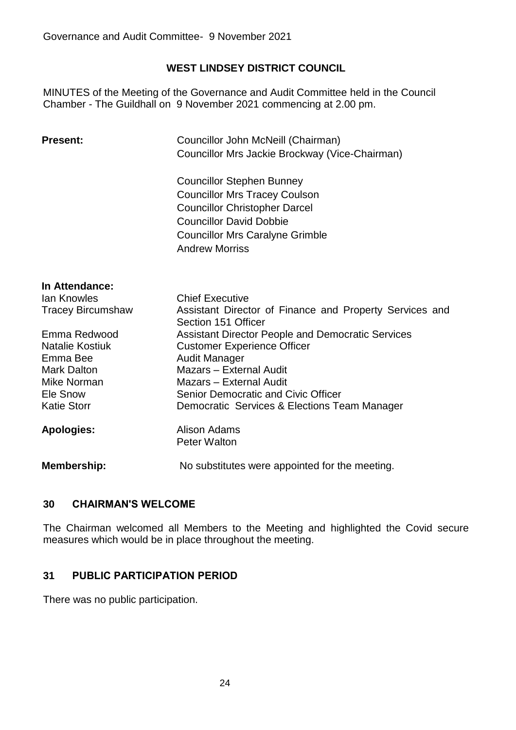# WEST LINDSEY DISTRICT COUNCIL

MINUTES of the Meeting of the Governance and Audit Committee held in the Council Chamber - The Guildhall on 9 November 2021 commencing at 2.00 pm.

**Present:**

Councillor John McNeill (Chairman)
Councillor Mrs Jackie Brockway (Vice-Chairman)

Councillor Stephen Bunney
Councillor Mrs Tracey Coulson
Councillor Christopher Darcel
Councillor David Dobbie
Councillor Mrs Caralyne Grimble
Andrew Morriss

**In Attendance:**

| | |
|---|---|
| Ian Knowles | Chief Executive |
| Tracey Bircumshaw | Assistant Director of Finance and Property Services and Section 151 Officer |
| Emma Redwood | Assistant Director People and Democratic Services |
| Natalie Kostiuk | Customer Experience Officer |
| Emma Bee | Audit Manager |
| Mark Dalton | Mazars – External Audit |
| Mike Norman | Mazars – External Audit |
| Ele Snow | Senior Democratic and Civic Officer |
| Katie Storr | Democratic Services & Elections Team Manager |

**Apologies:**

Alison Adams
Peter Walton

**Membership:** No substitutes were appointed for the meeting.

## 30 CHAIRMAN'S WELCOME

The Chairman welcomed all Members to the Meeting and highlighted the Covid secure measures which would be in place throughout the meeting.

## 31 PUBLIC PARTICIPATION PERIOD

There was no public participation.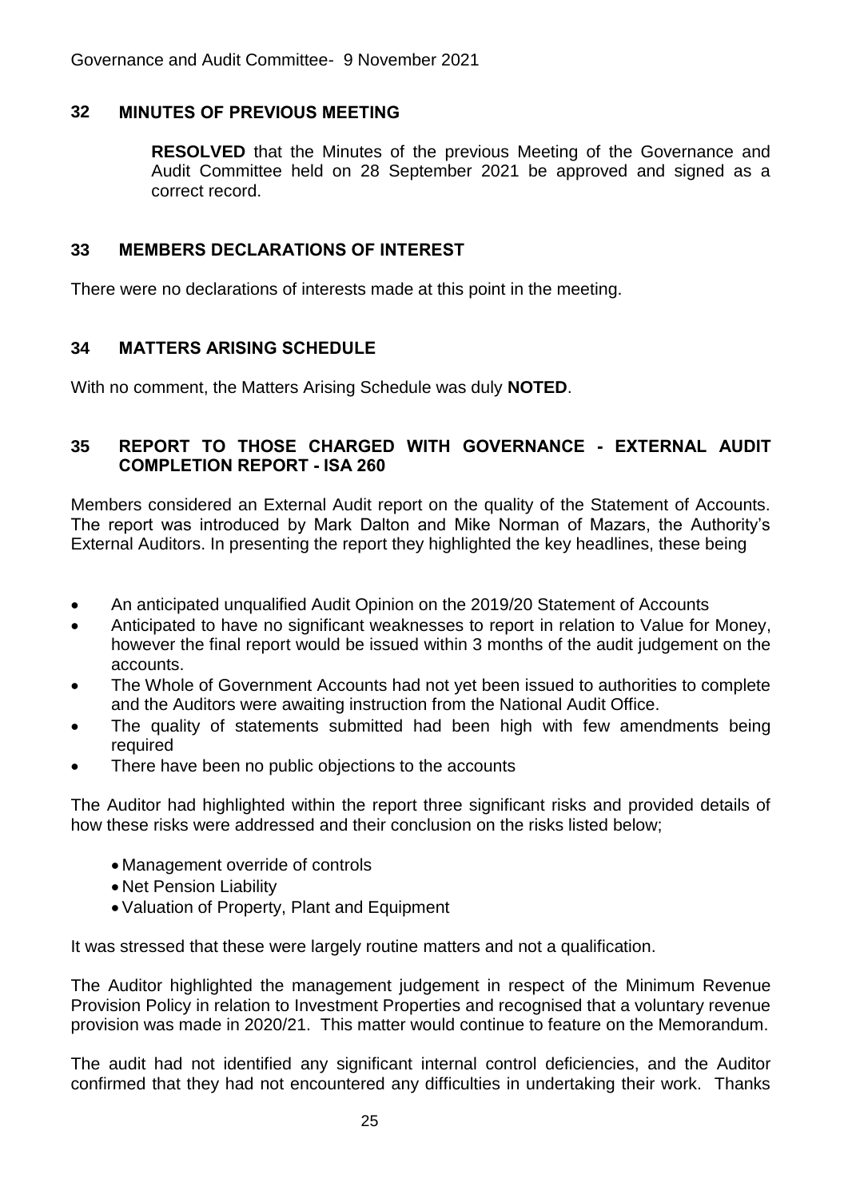## 32 MINUTES OF PREVIOUS MEETING

**RESOLVED** that the Minutes of the previous Meeting of the Governance and Audit Committee held on 28 September 2021 be approved and signed as a correct record.

## 33 MEMBERS DECLARATIONS OF INTEREST

There were no declarations of interests made at this point in the meeting.

## 34 MATTERS ARISING SCHEDULE

With no comment, the Matters Arising Schedule was duly **NOTED**.

## 35 REPORT TO THOSE CHARGED WITH GOVERNANCE - EXTERNAL AUDIT COMPLETION REPORT - ISA 260

Members considered an External Audit report on the quality of the Statement of Accounts. The report was introduced by Mark Dalton and Mike Norman of Mazars, the Authority's External Auditors. In presenting the report they highlighted the key headlines, these being

- An anticipated unqualified Audit Opinion on the 2019/20 Statement of Accounts
- Anticipated to have no significant weaknesses to report in relation to Value for Money, however the final report would be issued within 3 months of the audit judgement on the accounts.
- The Whole of Government Accounts had not yet been issued to authorities to complete and the Auditors were awaiting instruction from the National Audit Office.
- The quality of statements submitted had been high with few amendments being required
- There have been no public objections to the accounts

The Auditor had highlighted within the report three significant risks and provided details of how these risks were addressed and their conclusion on the risks listed below;

- Management override of controls
- Net Pension Liability
- Valuation of Property, Plant and Equipment

It was stressed that these were largely routine matters and not a qualification.

The Auditor highlighted the management judgement in respect of the Minimum Revenue Provision Policy in relation to Investment Properties and recognised that a voluntary revenue provision was made in 2020/21. This matter would continue to feature on the Memorandum.

The audit had not identified any significant internal control deficiencies, and the Auditor confirmed that they had not encountered any difficulties in undertaking their work. Thanks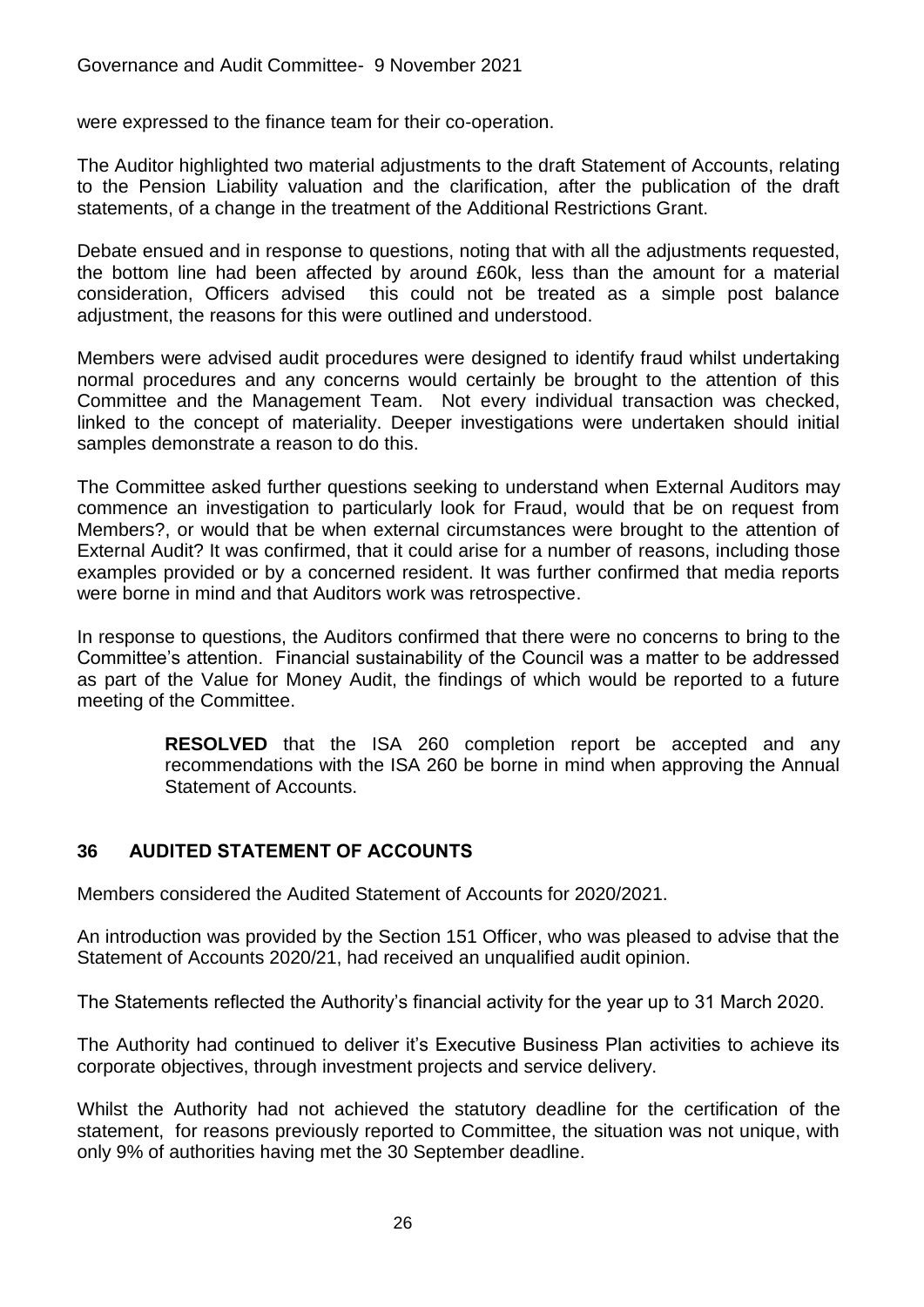were expressed to the finance team for their co-operation.

The Auditor highlighted two material adjustments to the draft Statement of Accounts, relating to the Pension Liability valuation and the clarification, after the publication of the draft statements, of a change in the treatment of the Additional Restrictions Grant.

Debate ensued and in response to questions, noting that with all the adjustments requested, the bottom line had been affected by around £60k, less than the amount for a material consideration, Officers advised this could not be treated as a simple post balance adjustment, the reasons for this were outlined and understood.

Members were advised audit procedures were designed to identify fraud whilst undertaking normal procedures and any concerns would certainly be brought to the attention of this Committee and the Management Team. Not every individual transaction was checked, linked to the concept of materiality. Deeper investigations were undertaken should initial samples demonstrate a reason to do this.

The Committee asked further questions seeking to understand when External Auditors may commence an investigation to particularly look for Fraud, would that be on request from Members?, or would that be when external circumstances were brought to the attention of External Audit? It was confirmed, that it could arise for a number of reasons, including those examples provided or by a concerned resident. It was further confirmed that media reports were borne in mind and that Auditors work was retrospective.

In response to questions, the Auditors confirmed that there were no concerns to bring to the Committee's attention. Financial sustainability of the Council was a matter to be addressed as part of the Value for Money Audit, the findings of which would be reported to a future meeting of the Committee.

> **RESOLVED** that the ISA 260 completion report be accepted and any recommendations with the ISA 260 be borne in mind when approving the Annual Statement of Accounts.

## 36 AUDITED STATEMENT OF ACCOUNTS

Members considered the Audited Statement of Accounts for 2020/2021.

An introduction was provided by the Section 151 Officer, who was pleased to advise that the Statement of Accounts 2020/21, had received an unqualified audit opinion.

The Statements reflected the Authority's financial activity for the year up to 31 March 2020.

The Authority had continued to deliver it's Executive Business Plan activities to achieve its corporate objectives, through investment projects and service delivery.

Whilst the Authority had not achieved the statutory deadline for the certification of the statement, for reasons previously reported to Committee, the situation was not unique, with only 9% of authorities having met the 30 September deadline.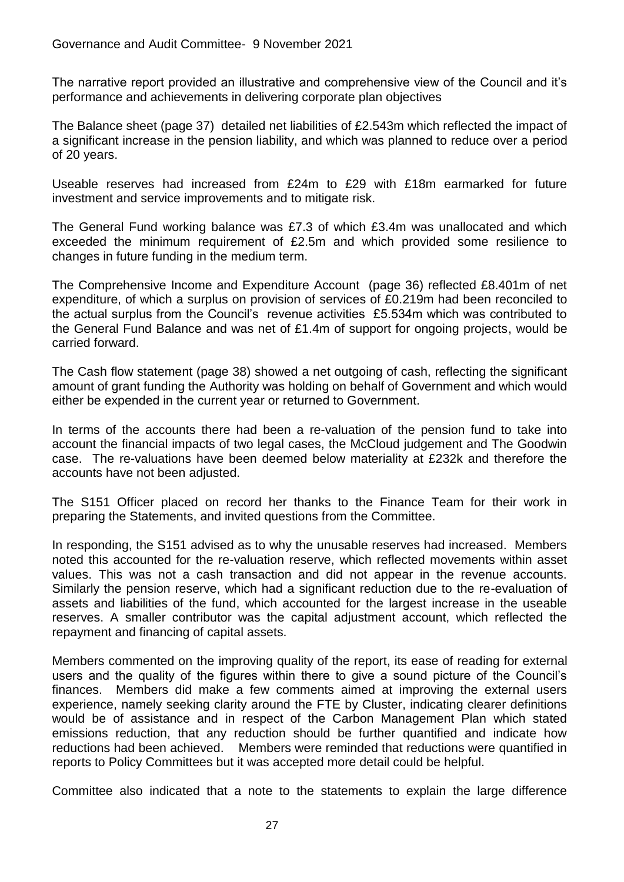The narrative report provided an illustrative and comprehensive view of the Council and it's performance and achievements in delivering corporate plan objectives

The Balance sheet (page 37) detailed net liabilities of £2.543m which reflected the impact of a significant increase in the pension liability, and which was planned to reduce over a period of 20 years.

Useable reserves had increased from £24m to £29 with £18m earmarked for future investment and service improvements and to mitigate risk.

The General Fund working balance was £7.3 of which £3.4m was unallocated and which exceeded the minimum requirement of £2.5m and which provided some resilience to changes in future funding in the medium term.

The Comprehensive Income and Expenditure Account (page 36) reflected £8.401m of net expenditure, of which a surplus on provision of services of £0.219m had been reconciled to the actual surplus from the Council's revenue activities £5.534m which was contributed to the General Fund Balance and was net of £1.4m of support for ongoing projects, would be carried forward.

The Cash flow statement (page 38) showed a net outgoing of cash, reflecting the significant amount of grant funding the Authority was holding on behalf of Government and which would either be expended in the current year or returned to Government.

In terms of the accounts there had been a re-valuation of the pension fund to take into account the financial impacts of two legal cases, the McCloud judgement and The Goodwin case. The re-valuations have been deemed below materiality at £232k and therefore the accounts have not been adjusted.

The S151 Officer placed on record her thanks to the Finance Team for their work in preparing the Statements, and invited questions from the Committee.

In responding, the S151 advised as to why the unusable reserves had increased. Members noted this accounted for the re-valuation reserve, which reflected movements within asset values. This was not a cash transaction and did not appear in the revenue accounts. Similarly the pension reserve, which had a significant reduction due to the re-evaluation of assets and liabilities of the fund, which accounted for the largest increase in the useable reserves. A smaller contributor was the capital adjustment account, which reflected the repayment and financing of capital assets.

Members commented on the improving quality of the report, its ease of reading for external users and the quality of the figures within there to give a sound picture of the Council's finances. Members did make a few comments aimed at improving the external users experience, namely seeking clarity around the FTE by Cluster, indicating clearer definitions would be of assistance and in respect of the Carbon Management Plan which stated emissions reduction, that any reduction should be further quantified and indicate how reductions had been achieved. Members were reminded that reductions were quantified in reports to Policy Committees but it was accepted more detail could be helpful.

Committee also indicated that a note to the statements to explain the large difference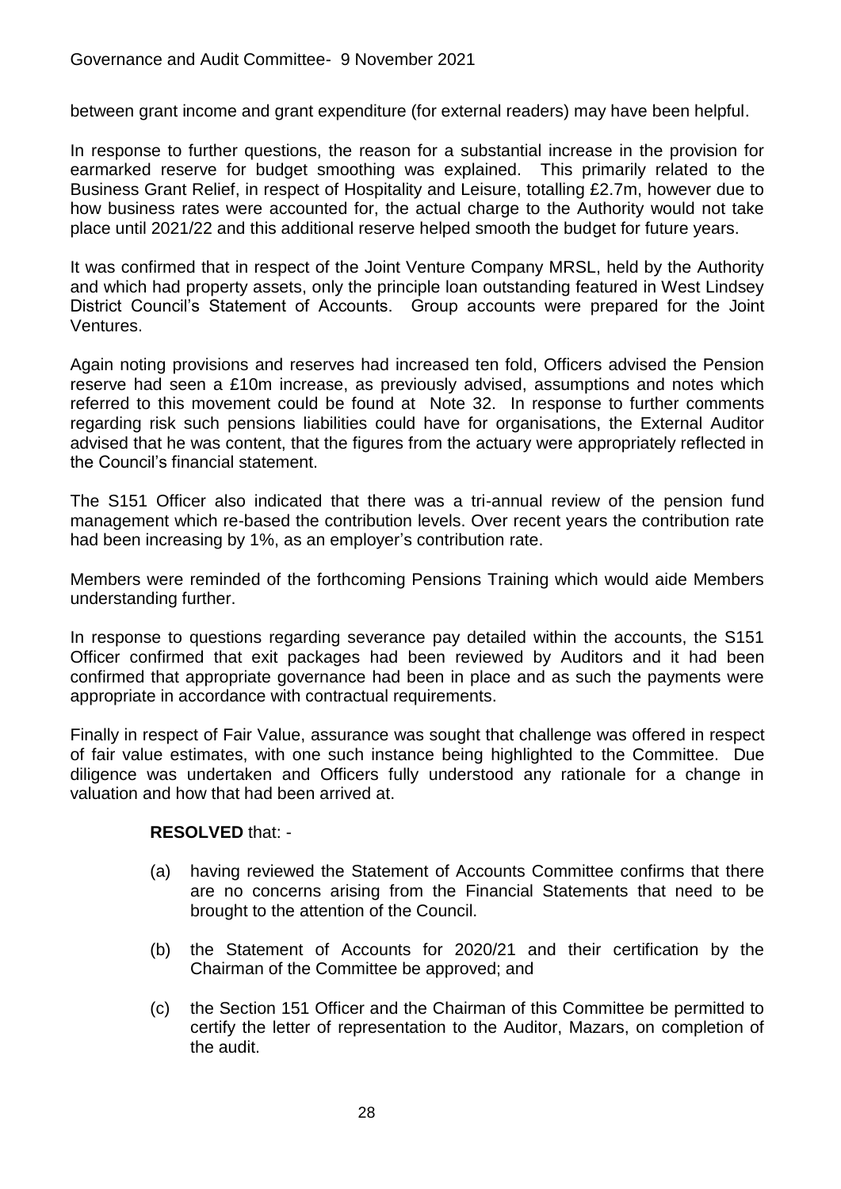between grant income and grant expenditure (for external readers) may have been helpful.

In response to further questions, the reason for a substantial increase in the provision for earmarked reserve for budget smoothing was explained. This primarily related to the Business Grant Relief, in respect of Hospitality and Leisure, totalling £2.7m, however due to how business rates were accounted for, the actual charge to the Authority would not take place until 2021/22 and this additional reserve helped smooth the budget for future years.

It was confirmed that in respect of the Joint Venture Company MRSL, held by the Authority and which had property assets, only the principle loan outstanding featured in West Lindsey District Council's Statement of Accounts. Group accounts were prepared for the Joint Ventures.

Again noting provisions and reserves had increased ten fold, Officers advised the Pension reserve had seen a £10m increase, as previously advised, assumptions and notes which referred to this movement could be found at Note 32. In response to further comments regarding risk such pensions liabilities could have for organisations, the External Auditor advised that he was content, that the figures from the actuary were appropriately reflected in the Council's financial statement.

The S151 Officer also indicated that there was a tri-annual review of the pension fund management which re-based the contribution levels. Over recent years the contribution rate had been increasing by 1%, as an employer's contribution rate.

Members were reminded of the forthcoming Pensions Training which would aide Members understanding further.

In response to questions regarding severance pay detailed within the accounts, the S151 Officer confirmed that exit packages had been reviewed by Auditors and it had been confirmed that appropriate governance had been in place and as such the payments were appropriate in accordance with contractual requirements.

Finally in respect of Fair Value, assurance was sought that challenge was offered in respect of fair value estimates, with one such instance being highlighted to the Committee. Due diligence was undertaken and Officers fully understood any rationale for a change in valuation and how that had been arrived at.

**RESOLVED** that: -

(a) having reviewed the Statement of Accounts Committee confirms that there are no concerns arising from the Financial Statements that need to be brought to the attention of the Council.

(b) the Statement of Accounts for 2020/21 and their certification by the Chairman of the Committee be approved; and

(c) the Section 151 Officer and the Chairman of this Committee be permitted to certify the letter of representation to the Auditor, Mazars, on completion of the audit.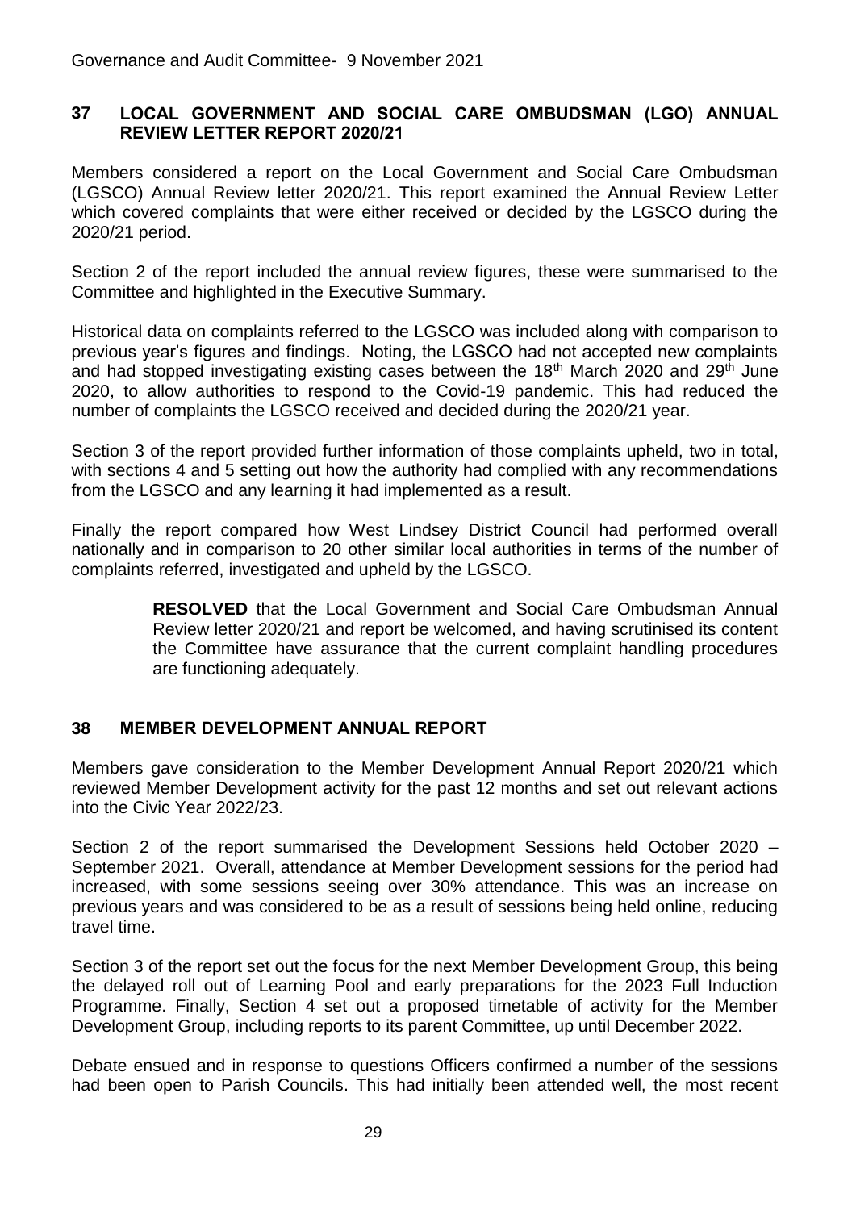## 37 LOCAL GOVERNMENT AND SOCIAL CARE OMBUDSMAN (LGO) ANNUAL REVIEW LETTER REPORT 2020/21

Members considered a report on the Local Government and Social Care Ombudsman (LGSCO) Annual Review letter 2020/21. This report examined the Annual Review Letter which covered complaints that were either received or decided by the LGSCO during the 2020/21 period.

Section 2 of the report included the annual review figures, these were summarised to the Committee and highlighted in the Executive Summary.

Historical data on complaints referred to the LGSCO was included along with comparison to previous year's figures and findings. Noting, the LGSCO had not accepted new complaints and had stopped investigating existing cases between the 18th March 2020 and 29th June 2020, to allow authorities to respond to the Covid-19 pandemic. This had reduced the number of complaints the LGSCO received and decided during the 2020/21 year.

Section 3 of the report provided further information of those complaints upheld, two in total, with sections 4 and 5 setting out how the authority had complied with any recommendations from the LGSCO and any learning it had implemented as a result.

Finally the report compared how West Lindsey District Council had performed overall nationally and in comparison to 20 other similar local authorities in terms of the number of complaints referred, investigated and upheld by the LGSCO.

> **RESOLVED** that the Local Government and Social Care Ombudsman Annual Review letter 2020/21 and report be welcomed, and having scrutinised its content the Committee have assurance that the current complaint handling procedures are functioning adequately.

## 38 MEMBER DEVELOPMENT ANNUAL REPORT

Members gave consideration to the Member Development Annual Report 2020/21 which reviewed Member Development activity for the past 12 months and set out relevant actions into the Civic Year 2022/23.

Section 2 of the report summarised the Development Sessions held October 2020 – September 2021. Overall, attendance at Member Development sessions for the period had increased, with some sessions seeing over 30% attendance. This was an increase on previous years and was considered to be as a result of sessions being held online, reducing travel time.

Section 3 of the report set out the focus for the next Member Development Group, this being the delayed roll out of Learning Pool and early preparations for the 2023 Full Induction Programme. Finally, Section 4 set out a proposed timetable of activity for the Member Development Group, including reports to its parent Committee, up until December 2022.

Debate ensued and in response to questions Officers confirmed a number of the sessions had been open to Parish Councils. This had initially been attended well, the most recent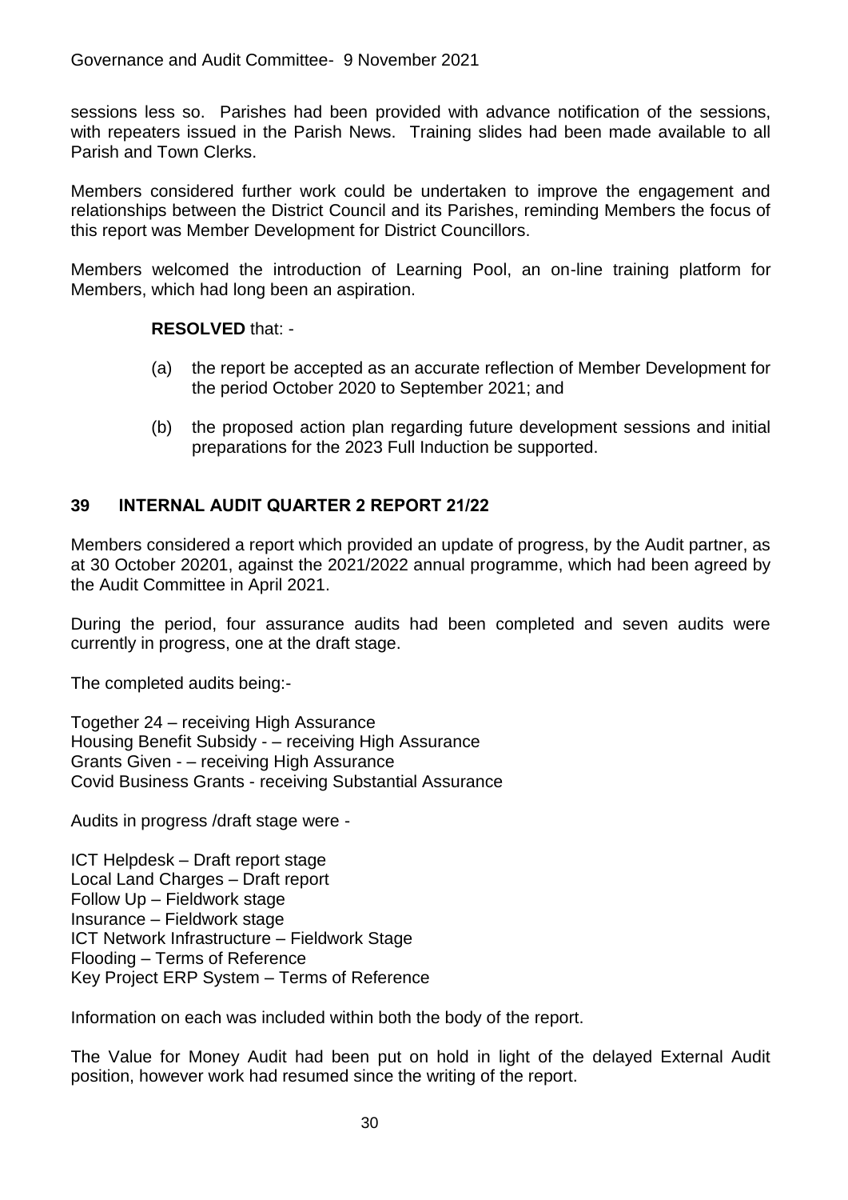sessions less so. Parishes had been provided with advance notification of the sessions, with repeaters issued in the Parish News. Training slides had been made available to all Parish and Town Clerks.

Members considered further work could be undertaken to improve the engagement and relationships between the District Council and its Parishes, reminding Members the focus of this report was Member Development for District Councillors.

Members welcomed the introduction of Learning Pool, an on-line training platform for Members, which had long been an aspiration.

**RESOLVED** that: -

(a) the report be accepted as an accurate reflection of Member Development for the period October 2020 to September 2021; and

(b) the proposed action plan regarding future development sessions and initial preparations for the 2023 Full Induction be supported.

## 39 INTERNAL AUDIT QUARTER 2 REPORT 21/22

Members considered a report which provided an update of progress, by the Audit partner, as at 30 October 20201, against the 2021/2022 annual programme, which had been agreed by the Audit Committee in April 2021.

During the period, four assurance audits had been completed and seven audits were currently in progress, one at the draft stage.

The completed audits being:-

Together 24 – receiving High Assurance
Housing Benefit Subsidy - – receiving High Assurance
Grants Given - – receiving High Assurance
Covid Business Grants - receiving Substantial Assurance

Audits in progress /draft stage were -

ICT Helpdesk – Draft report stage
Local Land Charges – Draft report
Follow Up – Fieldwork stage
Insurance – Fieldwork stage
ICT Network Infrastructure – Fieldwork Stage
Flooding – Terms of Reference
Key Project ERP System – Terms of Reference

Information on each was included within both the body of the report.

The Value for Money Audit had been put on hold in light of the delayed External Audit position, however work had resumed since the writing of the report.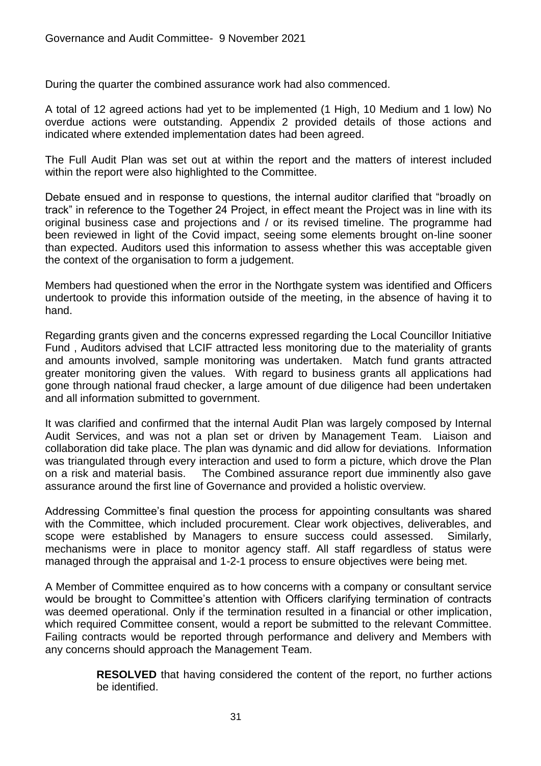During the quarter the combined assurance work had also commenced.

A total of 12 agreed actions had yet to be implemented (1 High, 10 Medium and 1 low) No overdue actions were outstanding. Appendix 2 provided details of those actions and indicated where extended implementation dates had been agreed.

The Full Audit Plan was set out at within the report and the matters of interest included within the report were also highlighted to the Committee.

Debate ensued and in response to questions, the internal auditor clarified that "broadly on track" in reference to the Together 24 Project, in effect meant the Project was in line with its original business case and projections and / or its revised timeline. The programme had been reviewed in light of the Covid impact, seeing some elements brought on-line sooner than expected. Auditors used this information to assess whether this was acceptable given the context of the organisation to form a judgement.

Members had questioned when the error in the Northgate system was identified and Officers undertook to provide this information outside of the meeting, in the absence of having it to hand.

Regarding grants given and the concerns expressed regarding the Local Councillor Initiative Fund , Auditors advised that LCIF attracted less monitoring due to the materiality of grants and amounts involved, sample monitoring was undertaken. Match fund grants attracted greater monitoring given the values. With regard to business grants all applications had gone through national fraud checker, a large amount of due diligence had been undertaken and all information submitted to government.

It was clarified and confirmed that the internal Audit Plan was largely composed by Internal Audit Services, and was not a plan set or driven by Management Team. Liaison and collaboration did take place. The plan was dynamic and did allow for deviations. Information was triangulated through every interaction and used to form a picture, which drove the Plan on a risk and material basis. The Combined assurance report due imminently also gave assurance around the first line of Governance and provided a holistic overview.

Addressing Committee's final question the process for appointing consultants was shared with the Committee, which included procurement. Clear work objectives, deliverables, and scope were established by Managers to ensure success could assessed. Similarly, mechanisms were in place to monitor agency staff. All staff regardless of status were managed through the appraisal and 1-2-1 process to ensure objectives were being met.

A Member of Committee enquired as to how concerns with a company or consultant service would be brought to Committee's attention with Officers clarifying termination of contracts was deemed operational. Only if the termination resulted in a financial or other implication, which required Committee consent, would a report be submitted to the relevant Committee. Failing contracts would be reported through performance and delivery and Members with any concerns should approach the Management Team.

> **RESOLVED** that having considered the content of the report, no further actions be identified.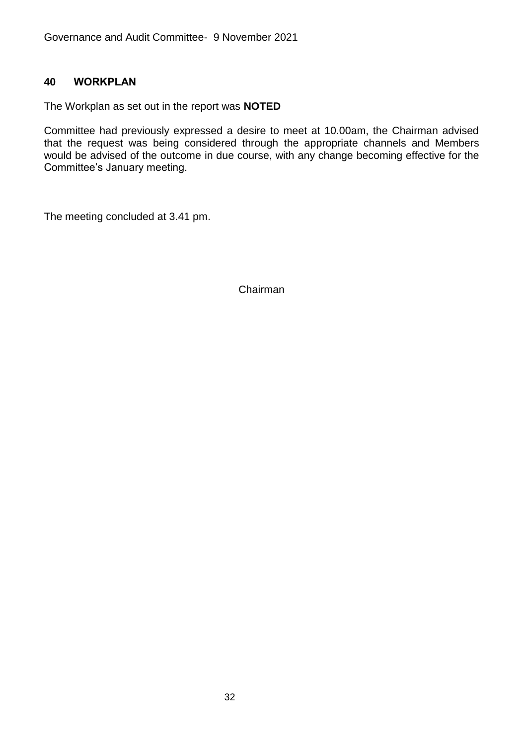## 40 WORKPLAN

The Workplan as set out in the report was **NOTED**

Committee had previously expressed a desire to meet at 10.00am, the Chairman advised that the request was being considered through the appropriate channels and Members would be advised of the outcome in due course, with any change becoming effective for the Committee's January meeting.

The meeting concluded at 3.41 pm.

Chairman